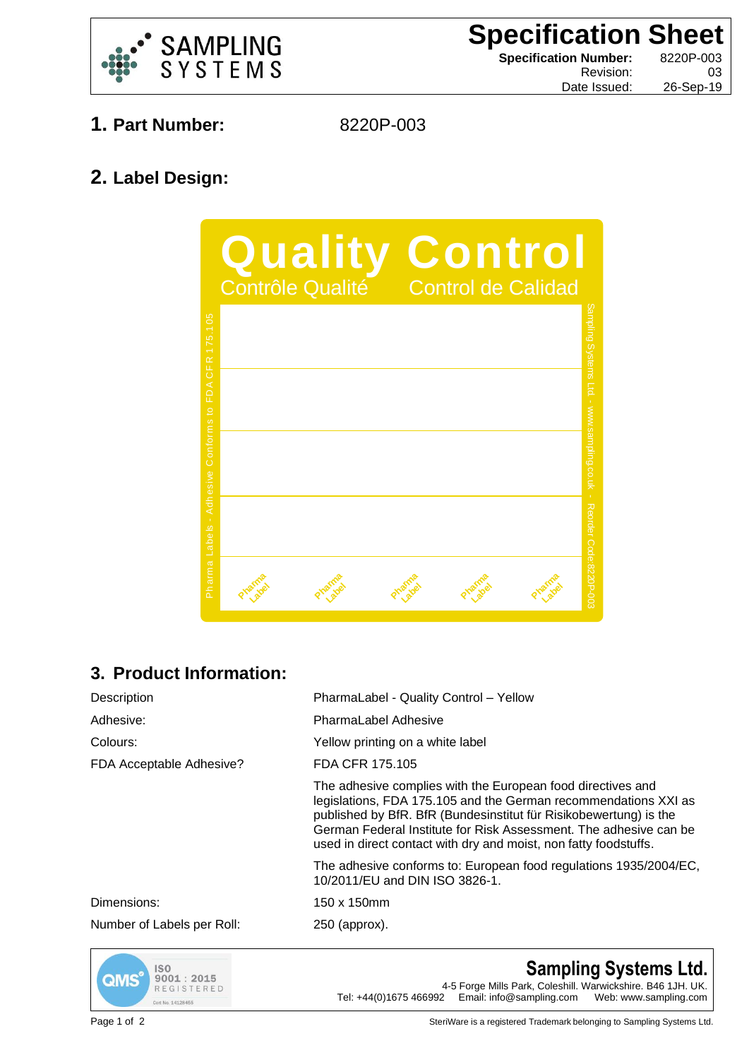SAMPLING SYSTEMS

# Specification Sheet

| | |
|---|---|
| **Specification Number:** | 8220P-003 |
| Revision: | 03 |
| Date Issued: | 26-Sep-19 |

## 1. Part Number: 8220P-003

## 2. Label Design:

**Quality Control**

Contrôle Qualité Control de Calidad

Pharma Labels - Adhesive Conforms to FDA CFR 175.105

Sampling Systems Ltd - www.sampling.co.uk - Reorder Code 8220P-003

Pharma Label Pharma Label Pharma Label Pharma Label Pharma Label

## 3. Product Information:

| | |
|---|---|
| Description | PharmaLabel - Quality Control – Yellow |
| Adhesive: | PharmaLabel Adhesive |
| Colours: | Yellow printing on a white label |
| FDA Acceptable Adhesive? | FDA CFR 175.105 |
| | The adhesive complies with the European food directives and legislations, FDA 175.105 and the German recommendations XXI as published by BfR. BfR (Bundesinstitut für Risikobewertung) is the German Federal Institute for Risk Assessment. The adhesive can be used in direct contact with dry and moist, non fatty foodstuffs. |
| | The adhesive conforms to: European food regulations 1935/2004/EC, 10/2011/EU and DIN ISO 3826-1. |
| Dimensions: | 150 x 150mm |
| Number of Labels per Roll: | 250 (approx). |

QMS ISO 9001 : 2015 REGISTERED Cert No. 14128455

**Sampling Systems Ltd.**
4-5 Forge Mills Park, Coleshill. Warwickshire. B46 1JH. UK.
Tel: +44(0)1675 466992 Email: info@sampling.com Web: www.sampling.com

SteriWare is a registered Trademark belonging to Sampling Systems Ltd.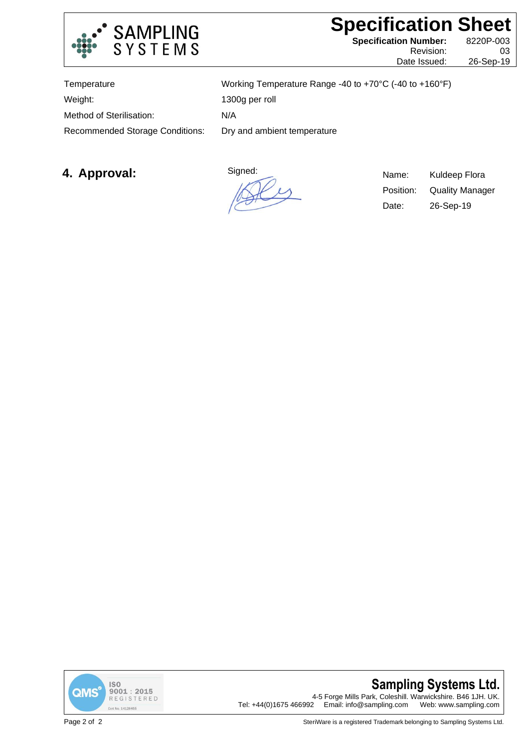| | |
|---|---|
| Temperature | Working Temperature Range -40 to +70°C (-40 to +160°F) |
| Weight: | 1300g per roll |
| Method of Sterilisation: | N/A |
| Recommended Storage Conditions: | Dry and ambient temperature |

## 4. Approval:

Signed:

| | |
|---|---|
| Name: | Kuldeep Flora |
| Position: | Quality Manager |
| Date: | 26-Sep-19 |